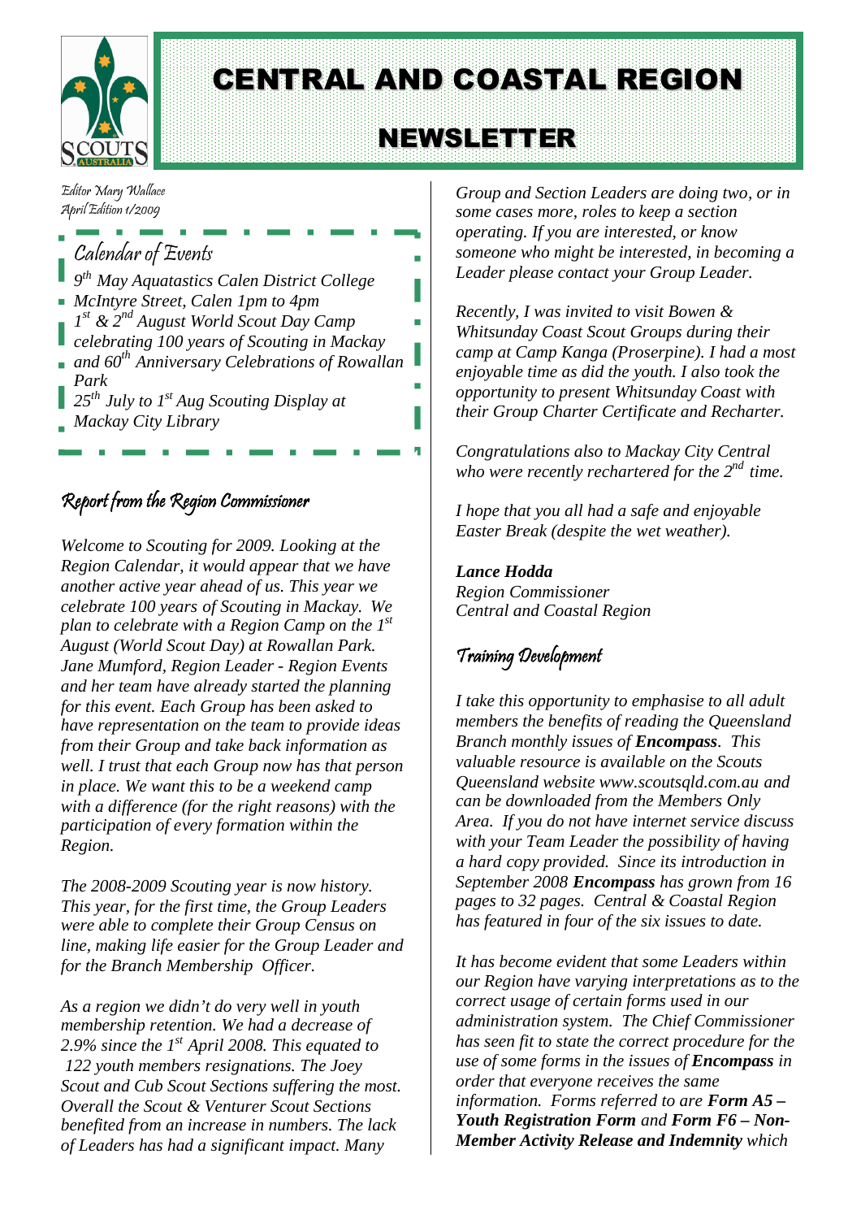# CENTRAL AND COASTAL REGION

# NEWSLETTER

*Editor Mary Wallace*
*April Edition 1/2009*

## Calendar of Events

*9th May Aquatastics Calen District College McIntyre Street, Calen 1pm to 4pm*

*1st & 2nd August World Scout Day Camp celebrating 100 years of Scouting in Mackay and 60th Anniversary Celebrations of Rowallan Park*

*25th July to 1st Aug Scouting Display at Mackay City Library*

## Report from the Region Commissioner

*Welcome to Scouting for 2009. Looking at the Region Calendar, it would appear that we have another active year ahead of us. This year we celebrate 100 years of Scouting in Mackay. We plan to celebrate with a Region Camp on the 1st August (World Scout Day) at Rowallan Park. Jane Mumford, Region Leader - Region Events and her team have already started the planning for this event. Each Group has been asked to have representation on the team to provide ideas from their Group and take back information as well. I trust that each Group now has that person in place. We want this to be a weekend camp with a difference (for the right reasons) with the participation of every formation within the Region.*

*The 2008-2009 Scouting year is now history. This year, for the first time, the Group Leaders were able to complete their Group Census on line, making life easier for the Group Leader and for the Branch Membership Officer.*

*As a region we didn't do very well in youth membership retention. We had a decrease of 2.9% since the 1st April 2008. This equated to 122 youth members resignations. The Joey Scout and Cub Scout Sections suffering the most. Overall the Scout & Venturer Scout Sections benefited from an increase in numbers. The lack of Leaders has had a significant impact. Many Group and Section Leaders are doing two, or in some cases more, roles to keep a section operating. If you are interested, or know someone who might be interested, in becoming a Leader please contact your Group Leader.*

*Recently, I was invited to visit Bowen & Whitsunday Coast Scout Groups during their camp at Camp Kanga (Proserpine). I had a most enjoyable time as did the youth. I also took the opportunity to present Whitsunday Coast with their Group Charter Certificate and Recharter.*

*Congratulations also to Mackay City Central who were recently rechartered for the 2nd time.*

*I hope that you all had a safe and enjoyable Easter Break (despite the wet weather).*

***Lance Hodda***
*Region Commissioner*
*Central and Coastal Region*

## Training Development

*I take this opportunity to emphasise to all adult members the benefits of reading the Queensland Branch monthly issues of **Encompass**. This valuable resource is available on the Scouts Queensland website www.scoutsqld.com.au and can be downloaded from the Members Only Area. If you do not have internet service discuss with your Team Leader the possibility of having a hard copy provided. Since its introduction in September 2008 **Encompass** has grown from 16 pages to 32 pages. Central & Coastal Region has featured in four of the six issues to date.*

*It has become evident that some Leaders within our Region have varying interpretations as to the correct usage of certain forms used in our administration system. The Chief Commissioner has seen fit to state the correct procedure for the use of some forms in the issues of **Encompass** in order that everyone receives the same information. Forms referred to are **Form A5 – Youth Registration Form** and **Form F6 – Non-Member Activity Release and Indemnity** which*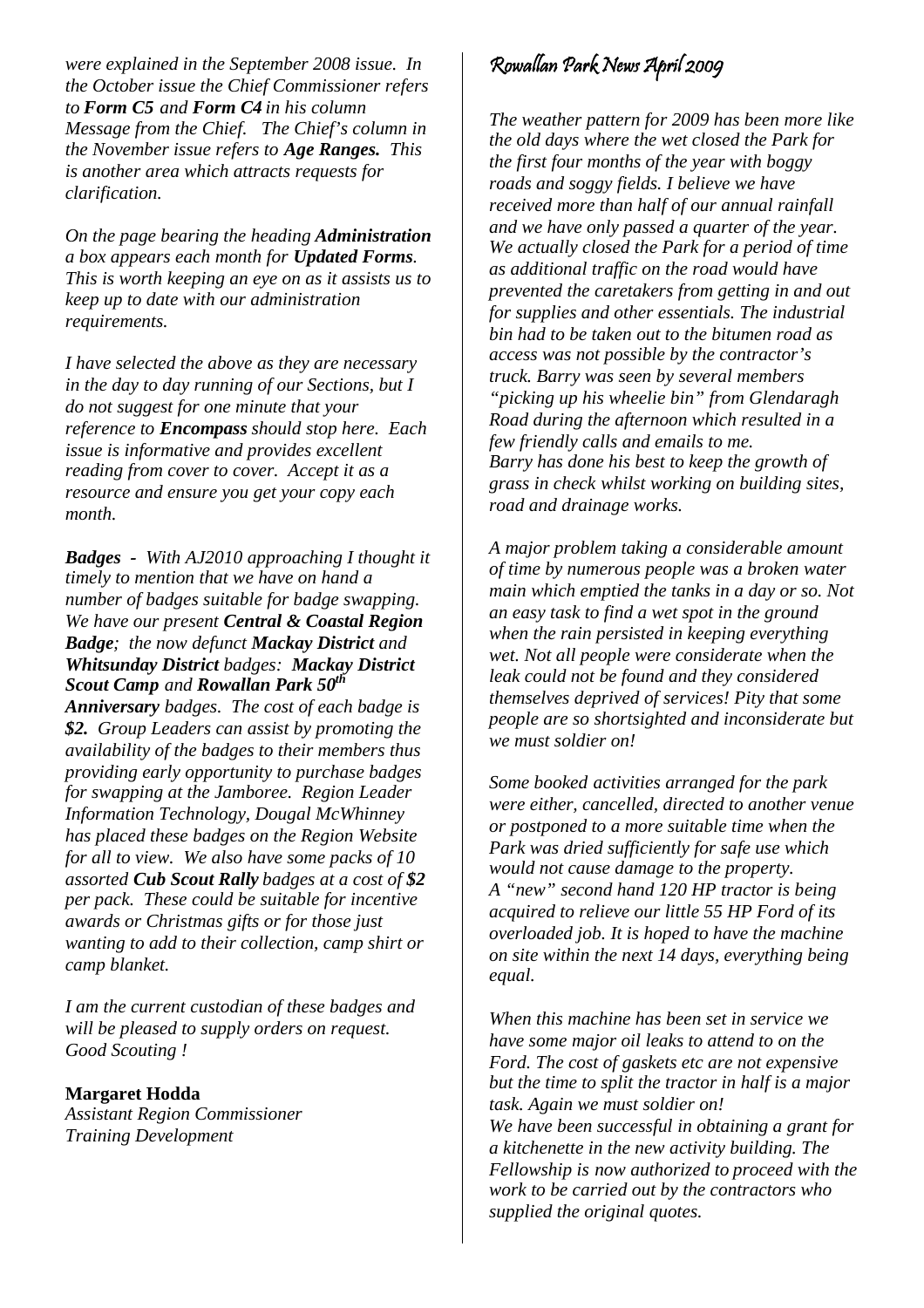*were explained in the September 2008 issue. In the October issue the Chief Commissioner refers to **Form C5** and **Form C4** in his column Message from the Chief. The Chief's column in the November issue refers to **Age Ranges.** This is another area which attracts requests for clarification.*

*On the page bearing the heading **Administration** a box appears each month for **Updated Forms**. This is worth keeping an eye on as it assists us to keep up to date with our administration requirements.*

*I have selected the above as they are necessary in the day to day running of our Sections, but I do not suggest for one minute that your reference to **Encompass** should stop here. Each issue is informative and provides excellent reading from cover to cover. Accept it as a resource and ensure you get your copy each month.*

***Badges** - With AJ2010 approaching I thought it timely to mention that we have on hand a number of badges suitable for badge swapping. We have our present **Central & Coastal Region Badge**; the now defunct **Mackay District** and **Whitsunday District** badges: **Mackay District Scout Camp** and **Rowallan Park 50th Anniversary** badges. The cost of each badge is **$2.** Group Leaders can assist by promoting the availability of the badges to their members thus providing early opportunity to purchase badges for swapping at the Jamboree. Region Leader Information Technology, Dougal McWhinney has placed these badges on the Region Website for all to view. We also have some packs of 10 assorted **Cub Scout Rally** badges at a cost of **$2** per pack. These could be suitable for incentive awards or Christmas gifts or for those just wanting to add to their collection, camp shirt or camp blanket.*

*I am the current custodian of these badges and will be pleased to supply orders on request. Good Scouting !*

**Margaret Hodda**
*Assistant Region Commissioner*
*Training Development*

## Rowallan Park News April 2009

*The weather pattern for 2009 has been more like the old days where the wet closed the Park for the first four months of the year with boggy roads and soggy fields. I believe we have received more than half of our annual rainfall and we have only passed a quarter of the year. We actually closed the Park for a period of time as additional traffic on the road would have prevented the caretakers from getting in and out for supplies and other essentials. The industrial bin had to be taken out to the bitumen road as access was not possible by the contractor's truck. Barry was seen by several members "picking up his wheelie bin" from Glendaragh Road during the afternoon which resulted in a few friendly calls and emails to me.*
*Barry has done his best to keep the growth of grass in check whilst working on building sites, road and drainage works.*

*A major problem taking a considerable amount of time by numerous people was a broken water main which emptied the tanks in a day or so. Not an easy task to find a wet spot in the ground when the rain persisted in keeping everything wet. Not all people were considerate when the leak could not be found and they considered themselves deprived of services! Pity that some people are so shortsighted and inconsiderate but we must soldier on!*

*Some booked activities arranged for the park were either, cancelled, directed to another venue or postponed to a more suitable time when the Park was dried sufficiently for safe use which would not cause damage to the property.*
*A "new" second hand 120 HP tractor is being acquired to relieve our little 55 HP Ford of its overloaded job. It is hoped to have the machine on site within the next 14 days, everything being equal.*

*When this machine has been set in service we have some major oil leaks to attend to on the Ford. The cost of gaskets etc are not expensive but the time to split the tractor in half is a major task. Again we must soldier on!*
*We have been successful in obtaining a grant for a kitchenette in the new activity building. The Fellowship is now authorized to proceed with the work to be carried out by the contractors who supplied the original quotes.*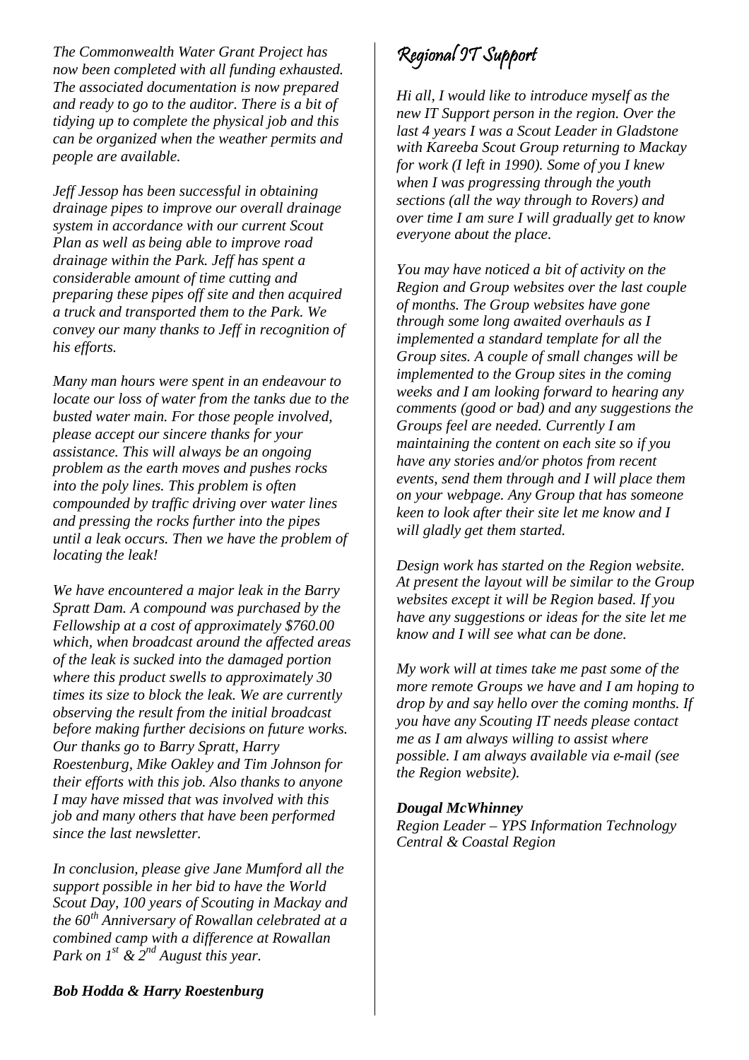*The Commonwealth Water Grant Project has now been completed with all funding exhausted. The associated documentation is now prepared and ready to go to the auditor. There is a bit of tidying up to complete the physical job and this can be organized when the weather permits and people are available.*

*Jeff Jessop has been successful in obtaining drainage pipes to improve our overall drainage system in accordance with our current Scout Plan as well as being able to improve road drainage within the Park. Jeff has spent a considerable amount of time cutting and preparing these pipes off site and then acquired a truck and transported them to the Park. We convey our many thanks to Jeff in recognition of his efforts.*

*Many man hours were spent in an endeavour to locate our loss of water from the tanks due to the busted water main. For those people involved, please accept our sincere thanks for your assistance. This will always be an ongoing problem as the earth moves and pushes rocks into the poly lines. This problem is often compounded by traffic driving over water lines and pressing the rocks further into the pipes until a leak occurs. Then we have the problem of locating the leak!*

*We have encountered a major leak in the Barry Spratt Dam. A compound was purchased by the Fellowship at a cost of approximately $760.00 which, when broadcast around the affected areas of the leak is sucked into the damaged portion where this product swells to approximately 30 times its size to block the leak. We are currently observing the result from the initial broadcast before making further decisions on future works. Our thanks go to Barry Spratt, Harry Roestenburg, Mike Oakley and Tim Johnson for their efforts with this job. Also thanks to anyone I may have missed that was involved with this job and many others that have been performed since the last newsletter.*

*In conclusion, please give Jane Mumford all the support possible in her bid to have the World Scout Day, 100 years of Scouting in Mackay and the 60th Anniversary of Rowallan celebrated at a combined camp with a difference at Rowallan Park on 1st & 2nd August this year.*

***Bob Hodda & Harry Roestenburg***

# Regional IT Support

*Hi all, I would like to introduce myself as the new IT Support person in the region. Over the last 4 years I was a Scout Leader in Gladstone with Kareeba Scout Group returning to Mackay for work (I left in 1990). Some of you I knew when I was progressing through the youth sections (all the way through to Rovers) and over time I am sure I will gradually get to know everyone about the place.*

*You may have noticed a bit of activity on the Region and Group websites over the last couple of months. The Group websites have gone through some long awaited overhauls as I implemented a standard template for all the Group sites. A couple of small changes will be implemented to the Group sites in the coming weeks and I am looking forward to hearing any comments (good or bad) and any suggestions the Groups feel are needed. Currently I am maintaining the content on each site so if you have any stories and/or photos from recent events, send them through and I will place them on your webpage. Any Group that has someone keen to look after their site let me know and I will gladly get them started.*

*Design work has started on the Region website. At present the layout will be similar to the Group websites except it will be Region based. If you have any suggestions or ideas for the site let me know and I will see what can be done.*

*My work will at times take me past some of the more remote Groups we have and I am hoping to drop by and say hello over the coming months. If you have any Scouting IT needs please contact me as I am always willing to assist where possible. I am always available via e-mail (see the Region website).*

***Dougal McWhinney***
*Region Leader – YPS Information Technology*
*Central & Coastal Region*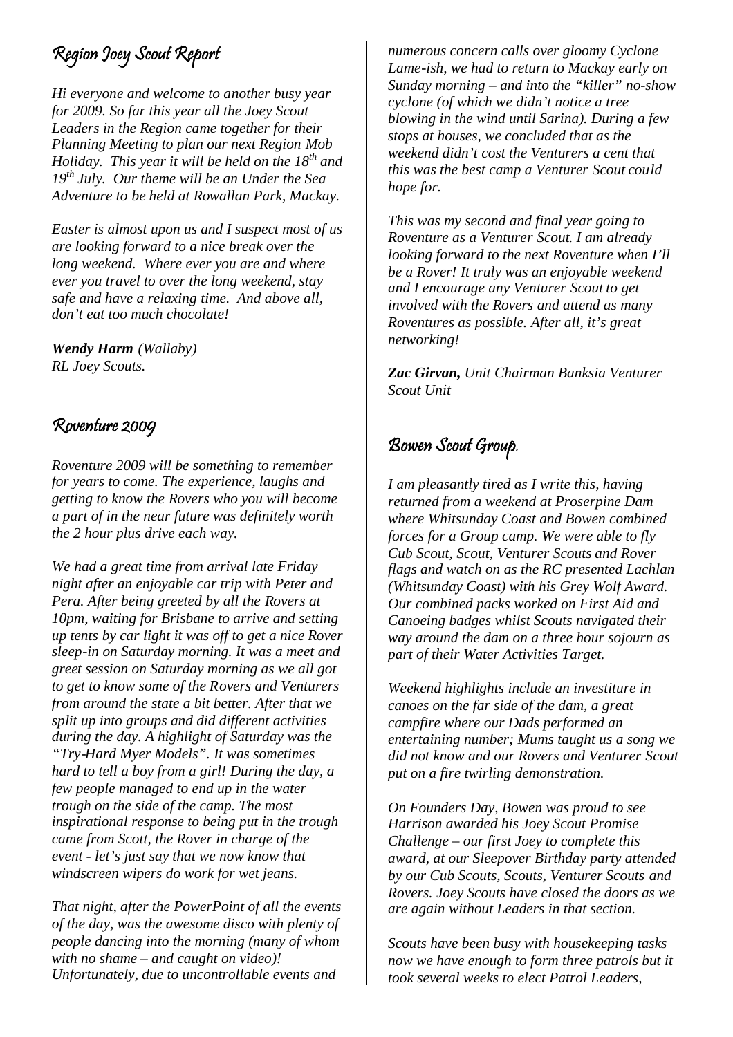## Region Joey Scout Report

*Hi everyone and welcome to another busy year for 2009. So far this year all the Joey Scout Leaders in the Region came together for their Planning Meeting to plan our next Region Mob Holiday. This year it will be held on the 18th and 19th July. Our theme will be an Under the Sea Adventure to be held at Rowallan Park, Mackay.*

*Easter is almost upon us and I suspect most of us are looking forward to a nice break over the long weekend. Where ever you are and where ever you travel to over the long weekend, stay safe and have a relaxing time. And above all, don't eat too much chocolate!*

***Wendy Harm** (Wallaby)*
*RL Joey Scouts.*

## Roventure 2009

*Roventure 2009 will be something to remember for years to come. The experience, laughs and getting to know the Rovers who you will become a part of in the near future was definitely worth the 2 hour plus drive each way.*

*We had a great time from arrival late Friday night after an enjoyable car trip with Peter and Pera. After being greeted by all the Rovers at 10pm, waiting for Brisbane to arrive and setting up tents by car light it was off to get a nice Rover sleep-in on Saturday morning. It was a meet and greet session on Saturday morning as we all got to get to know some of the Rovers and Venturers from around the state a bit better. After that we split up into groups and did different activities during the day. A highlight of Saturday was the "Try-Hard Myer Models". It was sometimes hard to tell a boy from a girl! During the day, a few people managed to end up in the water trough on the side of the camp. The most inspirational response to being put in the trough came from Scott, the Rover in charge of the event - let's just say that we now know that windscreen wipers do work for wet jeans.*

*That night, after the PowerPoint of all the events of the day, was the awesome disco with plenty of people dancing into the morning (many of whom with no shame – and caught on video)! Unfortunately, due to uncontrollable events and numerous concern calls over gloomy Cyclone Lame-ish, we had to return to Mackay early on Sunday morning – and into the "killer" no-show cyclone (of which we didn't notice a tree blowing in the wind until Sarina). During a few stops at houses, we concluded that as the weekend didn't cost the Venturers a cent that this was the best camp a Venturer Scout could hope for.*

*This was my second and final year going to Roventure as a Venturer Scout. I am already looking forward to the next Roventure when I'll be a Rover! It truly was an enjoyable weekend and I encourage any Venturer Scout to get involved with the Rovers and attend as many Roventures as possible. After all, it's great networking!*

***Zac Girvan,** Unit Chairman Banksia Venturer Scout Unit*

## Bowen Scout Group.

*I am pleasantly tired as I write this, having returned from a weekend at Proserpine Dam where Whitsunday Coast and Bowen combined forces for a Group camp. We were able to fly Cub Scout, Scout, Venturer Scouts and Rover flags and watch on as the RC presented Lachlan (Whitsunday Coast) with his Grey Wolf Award. Our combined packs worked on First Aid and Canoeing badges whilst Scouts navigated their way around the dam on a three hour sojourn as part of their Water Activities Target.*

*Weekend highlights include an investiture in canoes on the far side of the dam, a great campfire where our Dads performed an entertaining number; Mums taught us a song we did not know and our Rovers and Venturer Scout put on a fire twirling demonstration.*

*On Founders Day, Bowen was proud to see Harrison awarded his Joey Scout Promise Challenge – our first Joey to complete this award, at our Sleepover Birthday party attended by our Cub Scouts, Scouts, Venturer Scouts and Rovers. Joey Scouts have closed the doors as we are again without Leaders in that section.*

*Scouts have been busy with housekeeping tasks now we have enough to form three patrols but it took several weeks to elect Patrol Leaders,*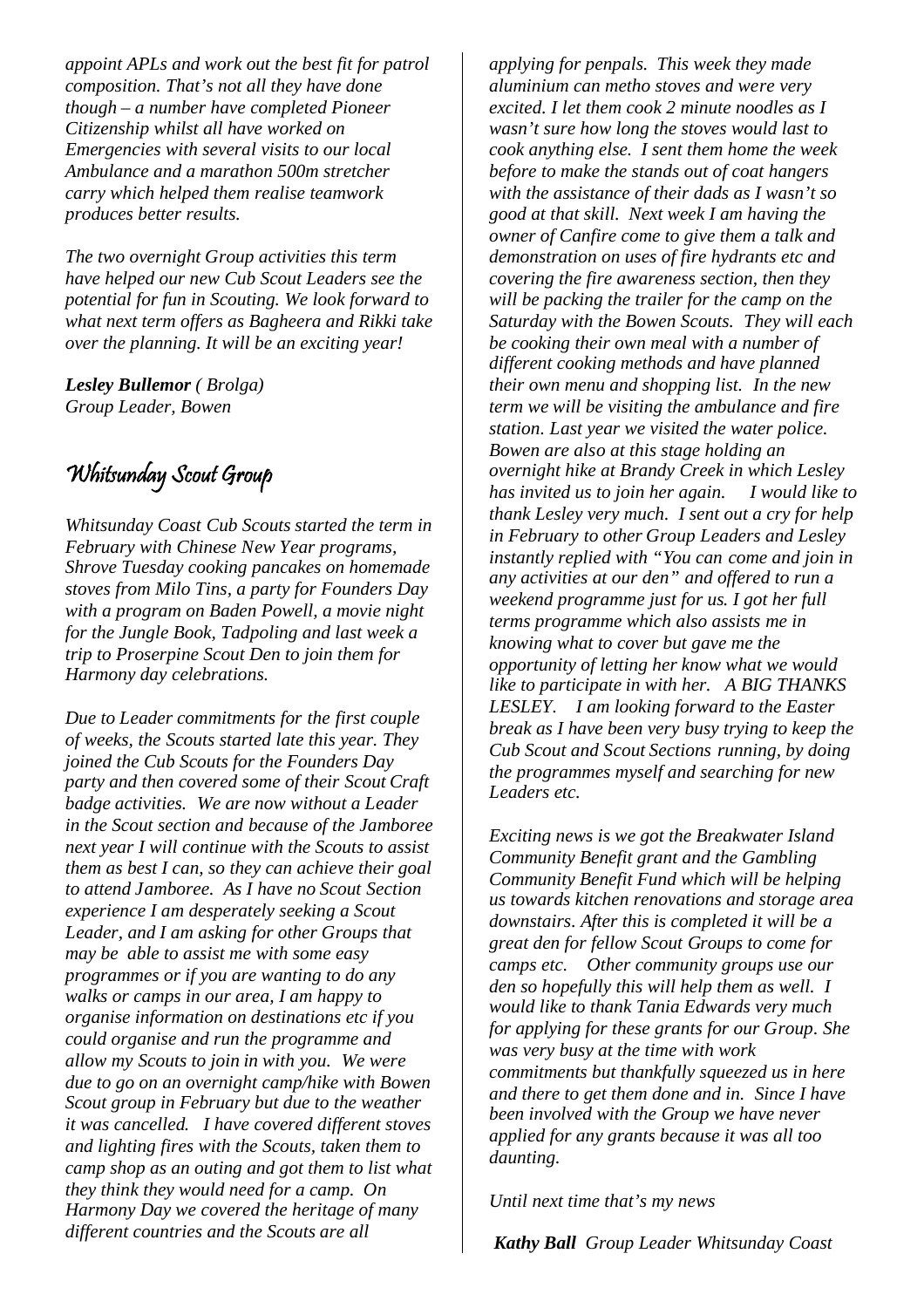*appoint APLs and work out the best fit for patrol composition. That's not all they have done though – a number have completed Pioneer Citizenship whilst all have worked on Emergencies with several visits to our local Ambulance and a marathon 500m stretcher carry which helped them realise teamwork produces better results.*

*The two overnight Group activities this term have helped our new Cub Scout Leaders see the potential for fun in Scouting. We look forward to what next term offers as Bagheera and Rikki take over the planning. It will be an exciting year!*

***Lesley Bullemor** ( Brolga)*
*Group Leader, Bowen*

## Whitsunday Scout Group

*Whitsunday Coast Cub Scouts started the term in February with Chinese New Year programs, Shrove Tuesday cooking pancakes on homemade stoves from Milo Tins, a party for Founders Day with a program on Baden Powell, a movie night for the Jungle Book, Tadpoling and last week a trip to Proserpine Scout Den to join them for Harmony day celebrations.*

*Due to Leader commitments for the first couple of weeks, the Scouts started late this year. They joined the Cub Scouts for the Founders Day party and then covered some of their Scout Craft badge activities. We are now without a Leader in the Scout section and because of the Jamboree next year I will continue with the Scouts to assist them as best I can, so they can achieve their goal to attend Jamboree. As I have no Scout Section experience I am desperately seeking a Scout Leader, and I am asking for other Groups that may be able to assist me with some easy programmes or if you are wanting to do any walks or camps in our area, I am happy to organise information on destinations etc if you could organise and run the programme and allow my Scouts to join in with you. We were due to go on an overnight camp/hike with Bowen Scout group in February but due to the weather it was cancelled. I have covered different stoves and lighting fires with the Scouts, taken them to camp shop as an outing and got them to list what they think they would need for a camp. On Harmony Day we covered the heritage of many different countries and the Scouts are all applying for penpals. This week they made aluminium can metho stoves and were very excited. I let them cook 2 minute noodles as I wasn't sure how long the stoves would last to cook anything else. I sent them home the week before to make the stands out of coat hangers with the assistance of their dads as I wasn't so good at that skill. Next week I am having the owner of Canfire come to give them a talk and demonstration on uses of fire hydrants etc and covering the fire awareness section, then they will be packing the trailer for the camp on the Saturday with the Bowen Scouts. They will each be cooking their own meal with a number of different cooking methods and have planned their own menu and shopping list. In the new term we will be visiting the ambulance and fire station. Last year we visited the water police. Bowen are also at this stage holding an overnight hike at Brandy Creek in which Lesley has invited us to join her again. I would like to thank Lesley very much. I sent out a cry for help in February to other Group Leaders and Lesley instantly replied with "You can come and join in any activities at our den" and offered to run a weekend programme just for us. I got her full terms programme which also assists me in knowing what to cover but gave me the opportunity of letting her know what we would like to participate in with her. A BIG THANKS LESLEY. I am looking forward to the Easter break as I have been very busy trying to keep the Cub Scout and Scout Sections running, by doing the programmes myself and searching for new Leaders etc.*

*Exciting news is we got the Breakwater Island Community Benefit grant and the Gambling Community Benefit Fund which will be helping us towards kitchen renovations and storage area downstairs. After this is completed it will be a great den for fellow Scout Groups to come for camps etc. Other community groups use our den so hopefully this will help them as well. I would like to thank Tania Edwards very much for applying for these grants for our Group. She was very busy at the time with work commitments but thankfully squeezed us in here and there to get them done and in. Since I have been involved with the Group we have never applied for any grants because it was all too daunting.*

*Until next time that's my news*

***Kathy Ball** Group Leader Whitsunday Coast*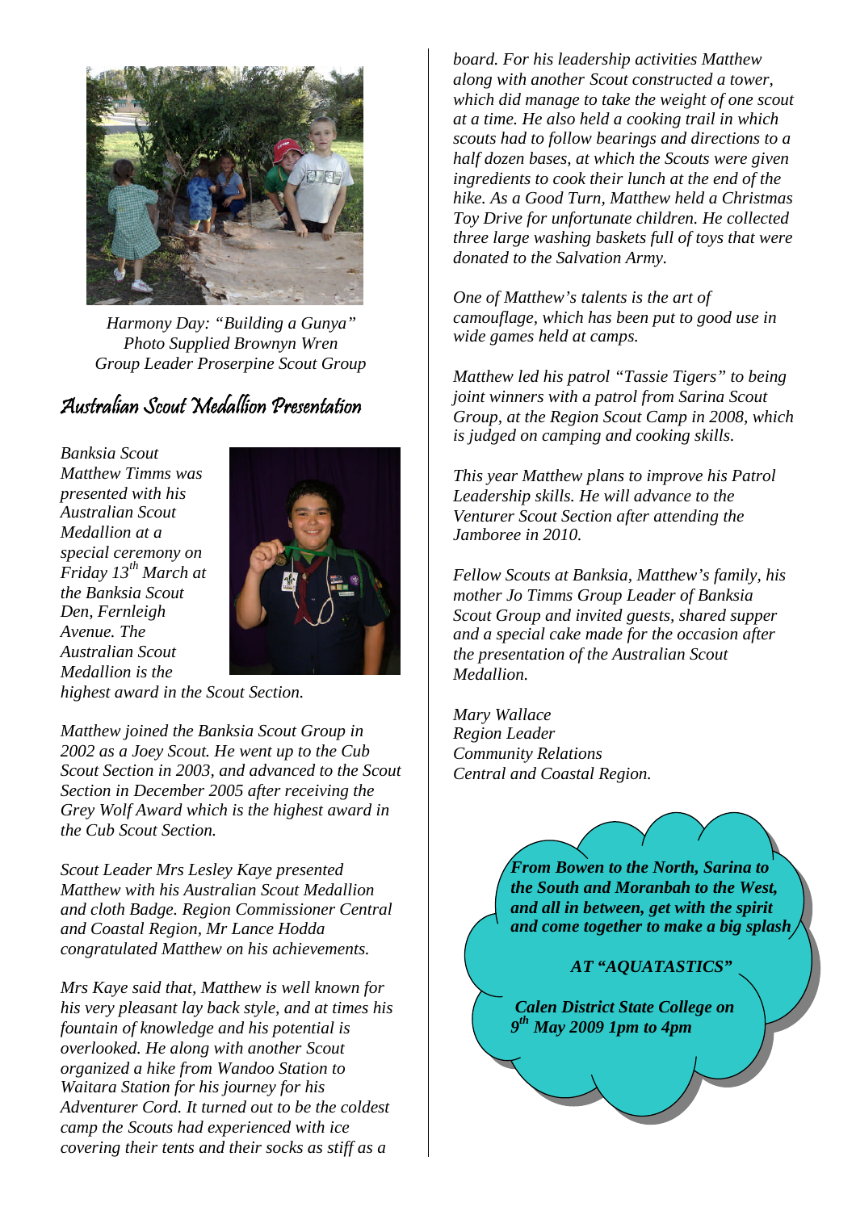*Harmony Day: "Building a Gunya"*
*Photo Supplied Brownyn Wren*
*Group Leader Proserpine Scout Group*

## Australian Scout Medallion Presentation

*Banksia Scout Matthew Timms was presented with his Australian Scout Medallion at a special ceremony on Friday 13th March at the Banksia Scout Den, Fernleigh Avenue. The Australian Scout Medallion is the highest award in the Scout Section.*

*Matthew joined the Banksia Scout Group in 2002 as a Joey Scout. He went up to the Cub Scout Section in 2003, and advanced to the Scout Section in December 2005 after receiving the Grey Wolf Award which is the highest award in the Cub Scout Section.*

*Scout Leader Mrs Lesley Kaye presented Matthew with his Australian Scout Medallion and cloth Badge. Region Commissioner Central and Coastal Region, Mr Lance Hodda congratulated Matthew on his achievements.*

*Mrs Kaye said that, Matthew is well known for his very pleasant lay back style, and at times his fountain of knowledge and his potential is overlooked. He along with another Scout organized a hike from Wandoo Station to Waitara Station for his journey for his Adventurer Cord. It turned out to be the coldest camp the Scouts had experienced with ice covering their tents and their socks as stiff as a board. For his leadership activities Matthew along with another Scout constructed a tower, which did manage to take the weight of one scout at a time. He also held a cooking trail in which scouts had to follow bearings and directions to a half dozen bases, at which the Scouts were given ingredients to cook their lunch at the end of the hike. As a Good Turn, Matthew held a Christmas Toy Drive for unfortunate children. He collected three large washing baskets full of toys that were donated to the Salvation Army.*

*One of Matthew's talents is the art of camouflage, which has been put to good use in wide games held at camps.*

*Matthew led his patrol "Tassie Tigers" to being joint winners with a patrol from Sarina Scout Group, at the Region Scout Camp in 2008, which is judged on camping and cooking skills.*

*This year Matthew plans to improve his Patrol Leadership skills. He will advance to the Venturer Scout Section after attending the Jamboree in 2010.*

*Fellow Scouts at Banksia, Matthew's family, his mother Jo Timms Group Leader of Banksia Scout Group and invited guests, shared supper and a special cake made for the occasion after the presentation of the Australian Scout Medallion.*

*Mary Wallace*
*Region Leader*
*Community Relations*
*Central and Coastal Region.*

***From Bowen to the North, Sarina to the South and Moranbah to the West, and all in between, get with the spirit and come together to make a big splash***

***AT "AQUATASTICS"***

***Calen District State College on 9th May 2009 1pm to 4pm***